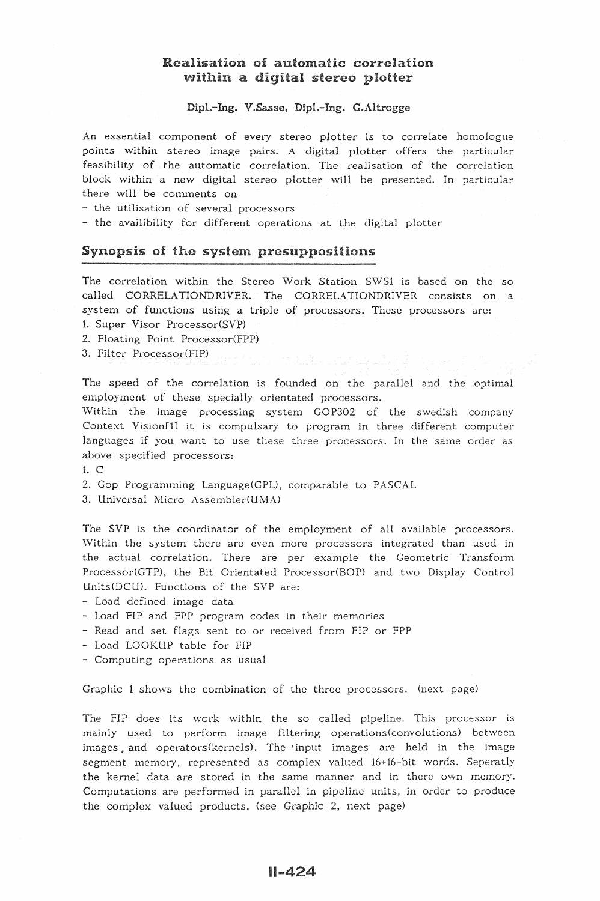# Realisation of automatic correlation within a digital stereo plotter

Dipl.-Ing. V.Sasse, Dipl.-Ing. G.Altrogge

An essential component of every stereo plotter is to correlate homologue points within stereo image pairs. A digital plotter offers the particular feasibility of the automatic correlation. The realisation of the correlation block within a new digital stereo plotter will be presented. In particular there will be comments on

- the utilisation of several processors
- the availibility for different operations at the digital plotter

## Synopsis of the system presuppositions

The correlation within the Stereo Work Station SWS1 is based on the so called CORRELATIONDRIVER. The CORRELATIONDRIVER consists on a system of functions using a triple of processors. These processors are:

1. Super Visor Processor(SVP)
2. Floating Point Processor(FPP)
3. Filter Processor(FIP)

The speed of the correlation is founded on the parallel and the optimal employment of these specially orientated processors.
Within the image processing system GOP302 of the swedish company Context Vision[1] it is compulsary to program in three different computer languages if you want to use these three processors. In the same order as above specified processors:

1. C
2. Gop Programming Language(GPL), comparable to PASCAL
3. Universal Micro Assembler(UMA)

The SVP is the coordinator of the employment of all available processors. Within the system there are even more processors integrated than used in the actual correlation. There are per example the Geometric Transform Processor(GTP), the Bit Orientated Processor(BOP) and two Display Control Units(DCU). Functions of the SVP are:

- Load defined image data
- Load FIP and FPP program codes in their memories
- Read and set flags sent to or received from FIP or FPP
- Load LOOKUP table for FIP
- Computing operations as usual

Graphic 1 shows the combination of the three processors. (next page)

The FIP does its work within the so called pipeline. This processor is mainly used to perform image filtering operations(convolutions) between images, and operators(kernels). The input images are held in the image segment memory, represented as complex valued 16+16-bit words. Seperatly the kernel data are stored in the same manner and in there own memory. Computations are performed in parallel in pipeline units, in order to produce the complex valued products. (see Graphic 2, next page)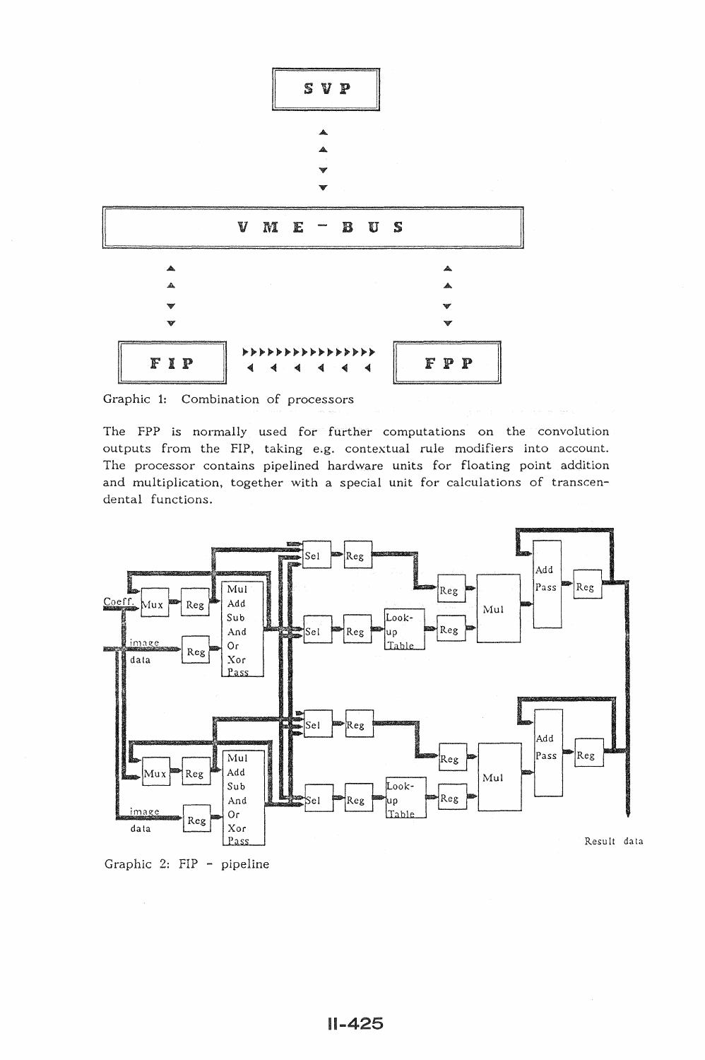Graphic 1: Combination of processors

The FPP is normally used for further computations on the convolution outputs from the FIP, taking e.g. contextual rule modifiers into account. The processor contains pipelined hardware units for floating point addition and multiplication, together with a special unit for calculations of transcendental functions.

Graphic 2: FIP - pipeline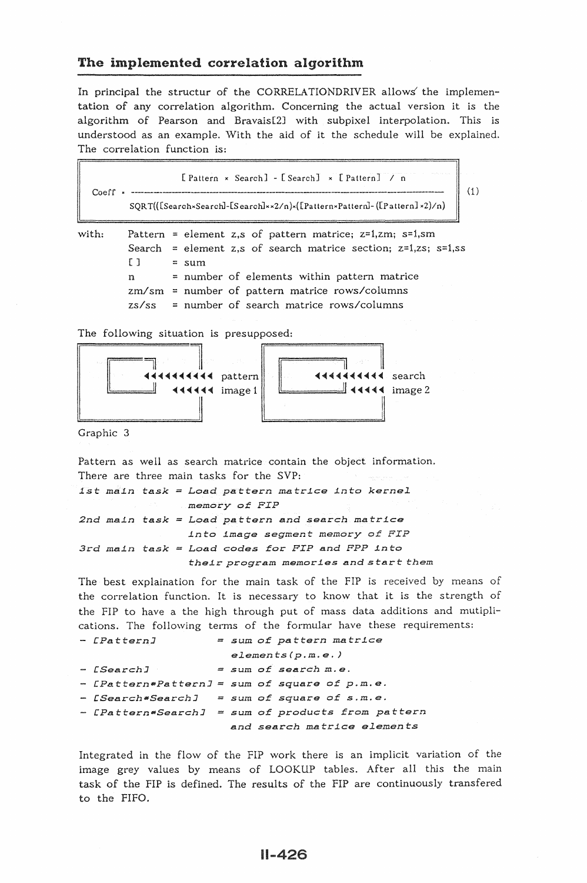## The implemented correlation algorithm

In principal the structur of the CORRELATIONDRIVER allows the implementation of any correlation algorithm. Concerning the actual version it is the algorithm of Pearson and Bravais[2] with subpixel interpolation. This is understood as an example. With the aid of it the schedule will be explained. The correlation function is:

$$\text{Coeff} = \frac{[\text{Pattern} \times \text{Search}] - [\text{Search}] \times [\text{Pattern}] \;/\; n}{\text{SQRT}(([\text{Search}\times\text{Search}]-[\text{Search}]^{2}/n)\times([\text{Pattern}\times\text{Pattern}]-([\text{Pattern}]^{2})/n)} \tag{1}$$

with:

- Pattern = element z,s of pattern matrice; z=1,zm; s=1,sm
- Search = element z,s of search matrice section; z=1,zs; s=1,ss
- [ ] = sum
- n = number of elements within pattern matrice
- zm/sm = number of pattern matrice rows/columns
- zs/ss = number of search matrice rows/columns

The following situation is presupposed:

| ◄◄◄◄◄◄◄◄◄ pattern ◄◄◄◄◄◄ image 1 | ◄◄◄◄◄◄◄◄◄ search ◄◄◄◄◄ image 2 |
|---|---|

Graphic 3

Pattern as well as search matrice contain the object information.
There are three main tasks for the SVP:

*1st main task = Load pattern matrice into kernel memory of FIP*

*2nd main task = Load pattern and search matrice into image segment memory of FIP*

*3rd main task = Load codes for FIP and FPP into their program memories and start them*

The best explaination for the main task of the FIP is received by means of the correlation function. It is necessary to know that it is the strength of the FIP to have a the high through put of mass data additions and mutiplications. The following terms of the formular have these requirements:

- *[Pattern] = sum of pattern matrice elements(p.m.e.)*
- *[Search] = sum of search m.e.*
- *[Pattern*Pattern] = sum of square of p.m.e.*
- *[Search*Search] = sum of square of s.m.e.*
- *[Pattern*Search] = sum of products from pattern and search matrice elements*

Integrated in the flow of the FIP work there is an implicit variation of the image grey values by means of LOOKUP tables. After all this the main task of the FIP is defined. The results of the FIP are continuously transfered to the FIFO.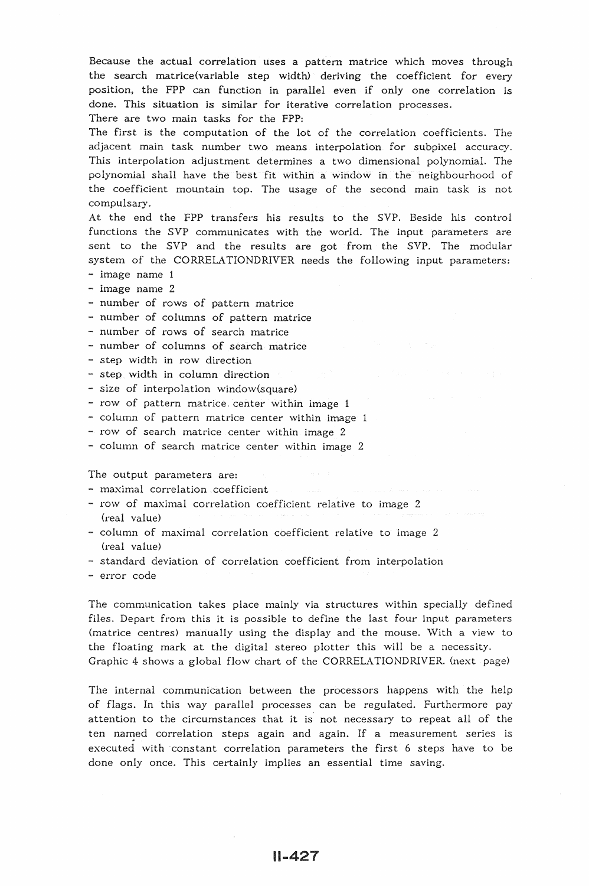Because the actual correlation uses a pattern matrice which moves through the search matrice(variable step width) deriving the coefficient for every position, the FPP can function in parallel even if only one correlation is done. This situation is similar for iterative correlation processes.

There are two main tasks for the FPP:

The first is the computation of the lot of the correlation coefficients. The adjacent main task number two means interpolation for subpixel accuracy. This interpolation adjustment determines a two dimensional polynomial. The polynomial shall have the best fit within a window in the neighbourhood of the coefficient mountain top. The usage of the second main task is not compulsary.

At the end the FPP transfers his results to the SVP. Beside his control functions the SVP communicates with the world. The input parameters are sent to the SVP and the results are got from the SVP. The modular system of the CORRELATIONDRIVER needs the following input parameters:

- image name 1
- image name 2
- number of rows of pattern matrice
- number of columns of pattern matrice
- number of rows of search matrice
- number of columns of search matrice
- step width in row direction
- step width in column direction
- size of interpolation window(square)
- row of pattern matrice center within image 1
- column of pattern matrice center within image 1
- row of search matrice center within image 2
- column of search matrice center within image 2

The output parameters are:

- maximal correlation coefficient
- row of maximal correlation coefficient relative to image 2 (real value)
- column of maximal correlation coefficient relative to image 2 (real value)
- standard deviation of correlation coefficient from interpolation
- error code

The communication takes place mainly via structures within specially defined files. Depart from this it is possible to define the last four input parameters (matrice centres) manually using the display and the mouse. With a view to the floating mark at the digital stereo plotter this will be a necessity. Graphic 4 shows a global flow chart of the CORRELATIONDRIVER. (next page)

The internal communication between the processors happens with the help of flags. In this way parallel processes can be regulated. Furthermore pay attention to the circumstances that it is not necessary to repeat all of the ten named correlation steps again and again. If a measurement series is executed with constant correlation parameters the first 6 steps have to be done only once. This certainly implies an essential time saving.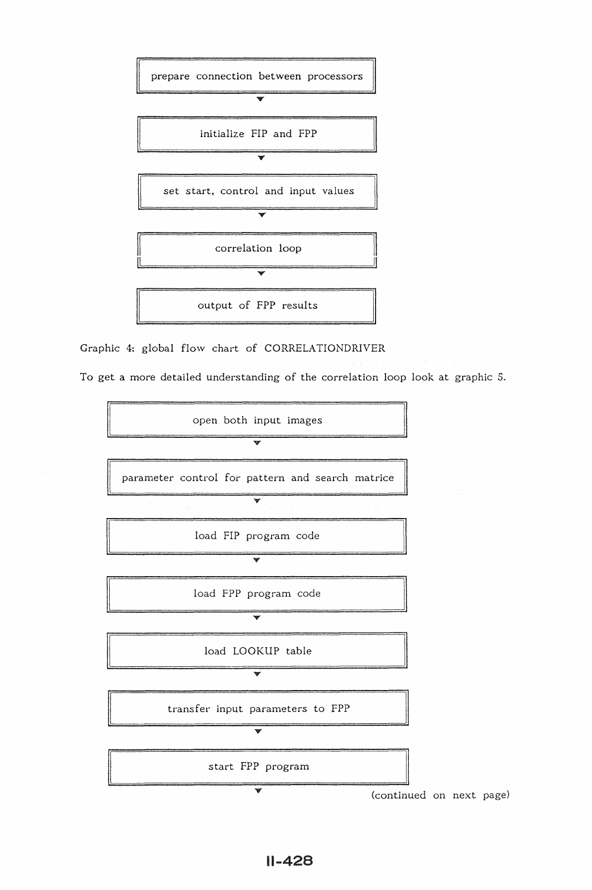prepare connection between processors

▼

initialize FIP and FPP

▼

set start, control and input values

▼

correlation loop

▼

output of FPP results

Graphic 4: global flow chart of CORRELATIONDRIVER

To get a more detailed understanding of the correlation loop look at graphic 5.

open both input images

▼

parameter control for pattern and search matrice

▼

load FIP program code

▼

load FPP program code

▼

load LOOKUP table

▼

transfer input parameters to FPP

▼

start FPP program

▼

(continued on next page)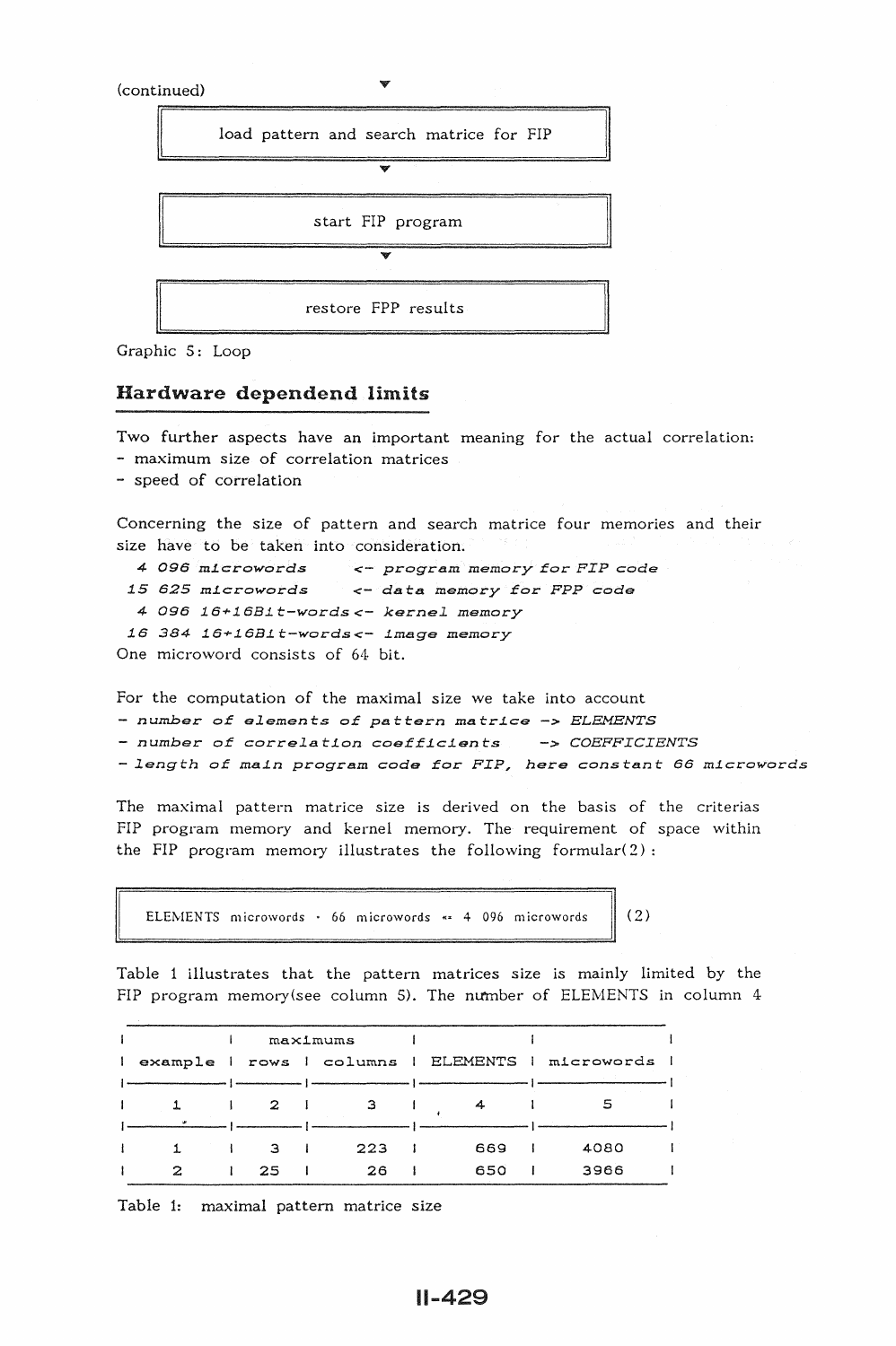(continued)

load pattern and search matrice for FIP

start FIP program

restore FPP results

Graphic 5: Loop

## Hardware dependend limits

Two further aspects have an important meaning for the actual correlation:
- maximum size of correlation matrices
- speed of correlation

Concerning the size of pattern and search matrice four memories and their size have to be taken into consideration.

*4 096 microwords <- program memory for FIP code*
*15 625 microwords <- data memory for FPP code*
*4 096 16+16Bit-words <- kernel memory*
*16 384 16+16Bit-words <- image memory*

One microword consists of 64 bit.

For the computation of the maximal size we take into account
- *number of elements of pattern matrice -> ELEMENTS*
- *number of correlation coefficients -> COEFFICIENTS*
- *length of main program code for FIP, here constant 66 microwords*

The maximal pattern matrice size is derived on the basis of the criterias FIP program memory and kernel memory. The requirement of space within the FIP program memory illustrates the following formular(2):

$$\text{ELEMENTS microwords} \cdot 66 \text{ microwords} \Leftarrow 4\ 096 \text{ microwords} \quad (2)$$

Table 1 illustrates that the pattern matrices size is mainly limited by the FIP program memory(see column 5). The number of ELEMENTS in column 4

| example | maximums rows | columns | ELEMENTS | microwords |
|---|---|---|---|---|
| 1 | 2 | 3 | 4 | 5 |
| 1 | 3 | 223 | 669 | 4080 |
| 2 | 25 | 26 | 650 | 3966 |

Table 1: maximal pattern matrice size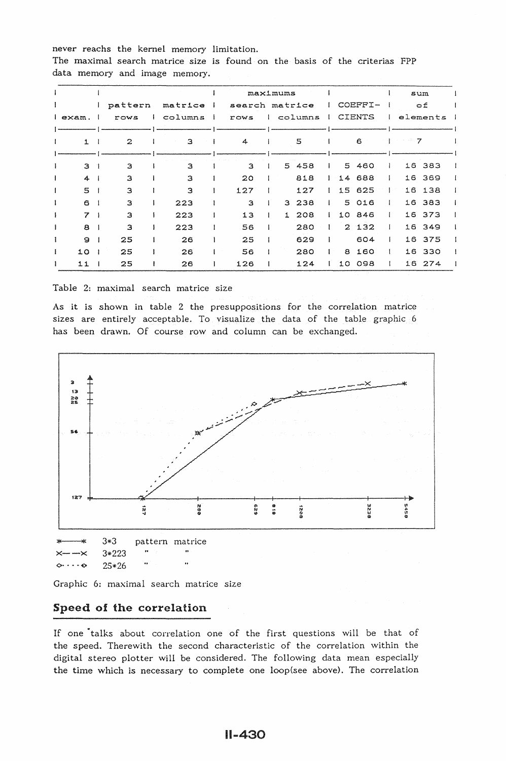never reachs the kernel memory limitation.
The maximal search matrice size is found on the basis of the criterias FPP data memory and image memory.

| exam. | pattern matrice rows | pattern matrice columns | maximums search matrice rows | maximums search matrice columns | COEFFI-CIENTS | sum of elements |
|---|---|---|---|---|---|---|
| 1 | 2 | 3 | 4 | 5 | 6 | 7 |
| 3 | 3 | 3 | 3 | 5 458 | 5 460 | 16 383 |
| 4 | 3 | 3 | 20 | 818 | 14 688 | 16 369 |
| 5 | 3 | 3 | 127 | 127 | 15 625 | 16 138 |
| 6 | 3 | 223 | 3 | 3 238 | 5 016 | 16 383 |
| 7 | 3 | 223 | 13 | 1 208 | 10 846 | 16 373 |
| 8 | 3 | 223 | 56 | 280 | 2 132 | 16 349 |
| 9 | 25 | 26 | 25 | 629 | 604 | 16 375 |
| 10 | 25 | 26 | 56 | 280 | 8 160 | 16 330 |
| 11 | 25 | 26 | 126 | 124 | 10 098 | 16 274 |

Table 2: maximal search matrice size

As it is shown in table 2 the presuppositions for the correlation matrice sizes are entirely acceptable. To visualize the data of the table graphic 6 has been drawn. Of course row and column can be exchanged.

*—* 3*3 pattern matrice
×— —× 3*223 " "
◇····◇ 25*26 " "

Graphic 6: maximal search matrice size

## Speed of the correlation

If one talks about correlation one of the first questions will be that of the speed. Therewith the second characteristic of the correlation within the digital stereo plotter will be considered. The following data mean especially the time which is necessary to complete one loop(see above). The correlation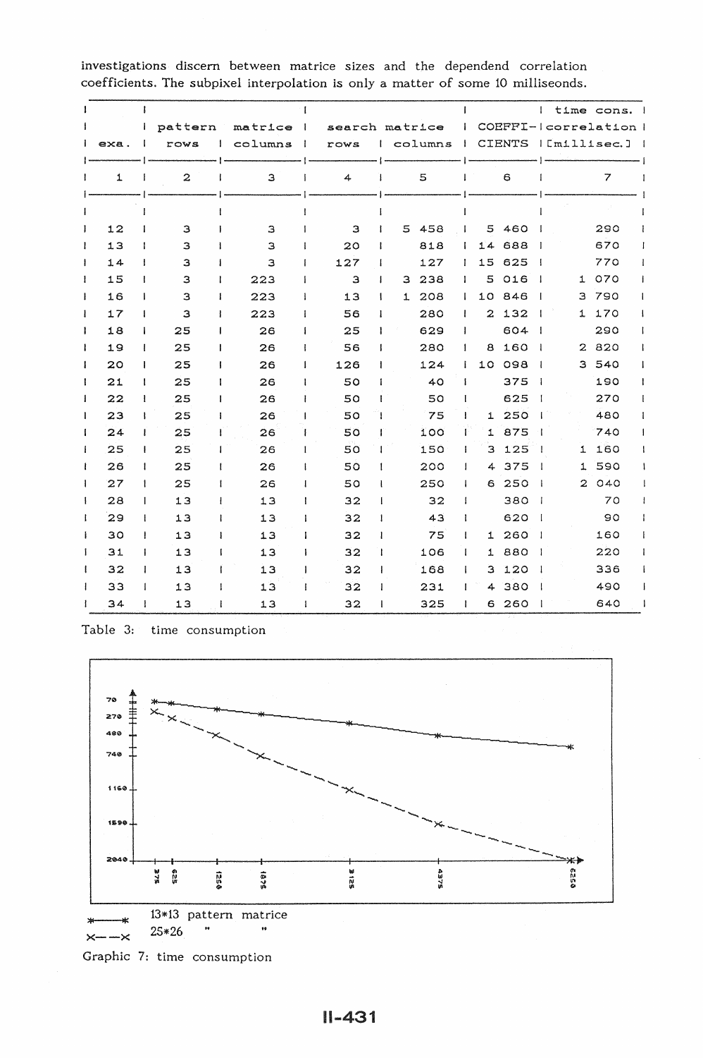investigations discern between matrice sizes and the dependend correlation coefficients. The subpixel interpolation is only a matter of some 10 milliseonds.

| exa. | pattern matrice rows | columns | search matrice rows | columns | COEFFI-CIENTS | time cons. correlation [millisec.] |
|---|---|---|---|---|---|---|
| 1 | 2 | 3 | 4 | 5 | 6 | 7 |
| 12 | 3 | 3 | 3 | 5 458 | 5 460 | 290 |
| 13 | 3 | 3 | 20 | 818 | 14 688 | 670 |
| 14 | 3 | 3 | 127 | 127 | 15 625 | 770 |
| 15 | 3 | 223 | 3 | 3 238 | 5 016 | 1 070 |
| 16 | 3 | 223 | 13 | 1 208 | 10 846 | 3 790 |
| 17 | 3 | 223 | 56 | 280 | 2 132 | 1 170 |
| 18 | 25 | 26 | 25 | 629 | 604 | 290 |
| 19 | 25 | 26 | 56 | 280 | 8 160 | 2 820 |
| 20 | 25 | 26 | 126 | 124 | 10 098 | 3 540 |
| 21 | 25 | 26 | 50 | 40 | 375 | 190 |
| 22 | 25 | 26 | 50 | 50 | 625 | 270 |
| 23 | 25 | 26 | 50 | 75 | 1 250 | 480 |
| 24 | 25 | 26 | 50 | 100 | 1 875 | 740 |
| 25 | 25 | 26 | 50 | 150 | 3 125 | 1 160 |
| 26 | 25 | 26 | 50 | 200 | 4 375 | 1 590 |
| 27 | 25 | 26 | 50 | 250 | 6 250 | 2 040 |
| 28 | 13 | 13 | 32 | 32 | 380 | 70 |
| 29 | 13 | 13 | 32 | 43 | 620 | 90 |
| 30 | 13 | 13 | 32 | 75 | 1 260 | 160 |
| 31 | 13 | 13 | 32 | 106 | 1 880 | 220 |
| 32 | 13 | 13 | 32 | 168 | 3 120 | 336 |
| 33 | 13 | 13 | 32 | 231 | 4 380 | 490 |
| 34 | 13 | 13 | 32 | 325 | 6 260 | 640 |

Table 3: time consumption

*——* 13*13 pattern matrice

×– –× 25*26 " "

Graphic 7: time consumption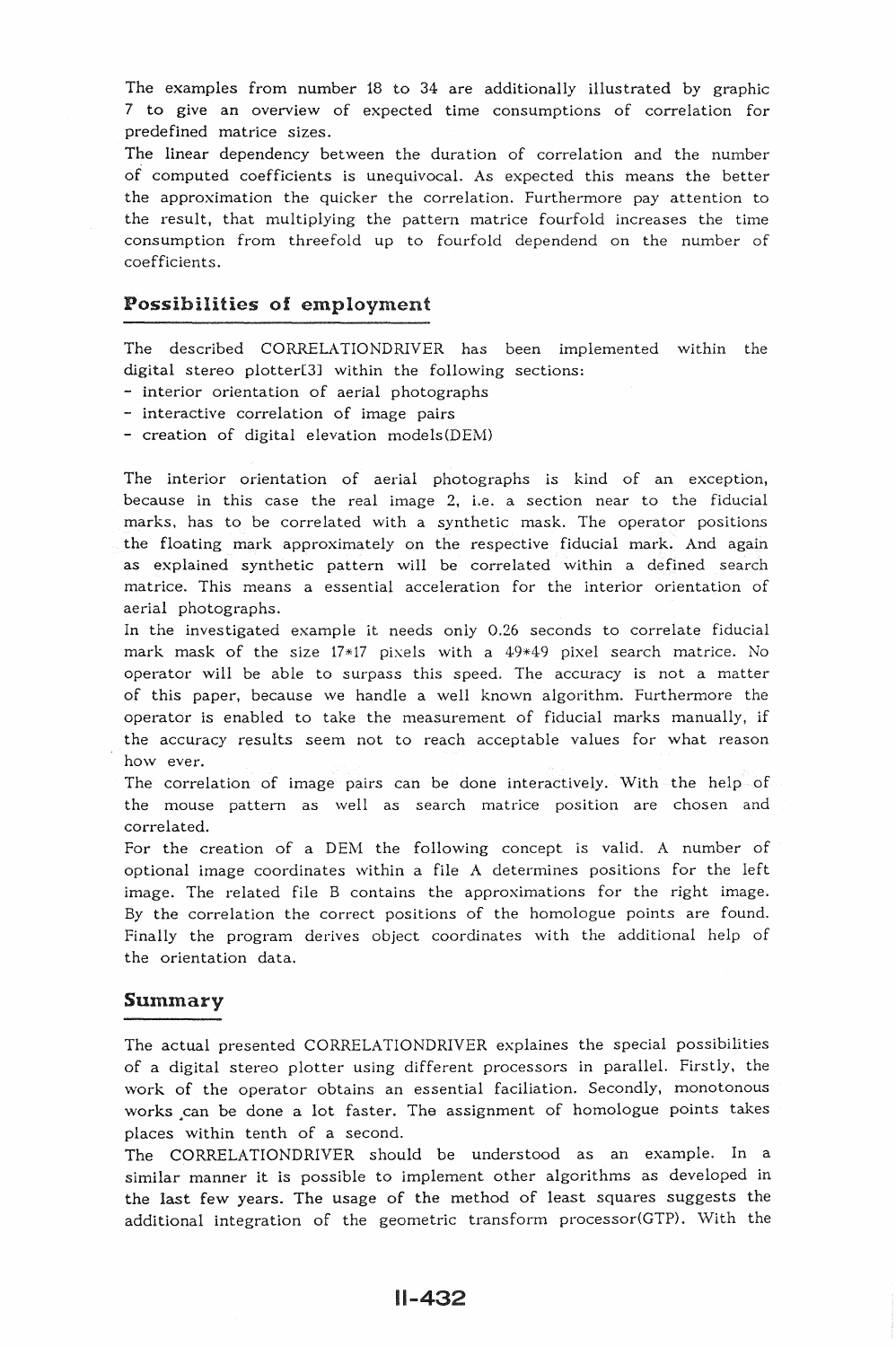The examples from number 18 to 34 are additionally illustrated by graphic 7 to give an overview of expected time consumptions of correlation for predefined matrice sizes.
The linear dependency between the duration of correlation and the number of computed coefficients is unequivocal. As expected this means the better the approximation the quicker the correlation. Furthermore pay attention to the result, that multiplying the pattern matrice fourfold increases the time consumption from threefold up to fourfold dependend on the number of coefficients.

## Possibilities of employment

The described CORRELATIONDRIVER has been implemented within the digital stereo plotter[3] within the following sections:

- interior orientation of aerial photographs
- interactive correlation of image pairs
- creation of digital elevation models(DEM)

The interior orientation of aerial photographs is kind of an exception, because in this case the real image 2, i.e. a section near to the fiducial marks, has to be correlated with a synthetic mask. The operator positions the floating mark approximately on the respective fiducial mark. And again as explained synthetic pattern will be correlated within a defined search matrice. This means a essential acceleration for the interior orientation of aerial photographs.
In the investigated example it needs only 0.26 seconds to correlate fiducial mark mask of the size 17*17 pixels with a 49*49 pixel search matrice. No operator will be able to surpass this speed. The accuracy is not a matter of this paper, because we handle a well known algorithm. Furthermore the operator is enabled to take the measurement of fiducial marks manually, if the accuracy results seem not to reach acceptable values for what reason how ever.
The correlation of image pairs can be done interactively. With the help of the mouse pattern as well as search matrice position are chosen and correlated.
For the creation of a DEM the following concept is valid. A number of optional image coordinates within a file A determines positions for the left image. The related file B contains the approximations for the right image. By the correlation the correct positions of the homologue points are found. Finally the program derives object coordinates with the additional help of the orientation data.

## Summary

The actual presented CORRELATIONDRIVER explaines the special possibilities of a digital stereo plotter using different processors in parallel. Firstly, the work of the operator obtains an essential faciliation. Secondly, monotonous works can be done a lot faster. The assignment of homologue points takes places within tenth of a second.
The CORRELATIONDRIVER should be understood as an example. In a similar manner it is possible to implement other algorithms as developed in the last few years. The usage of the method of least squares suggests the additional integration of the geometric transform processor(GTP). With the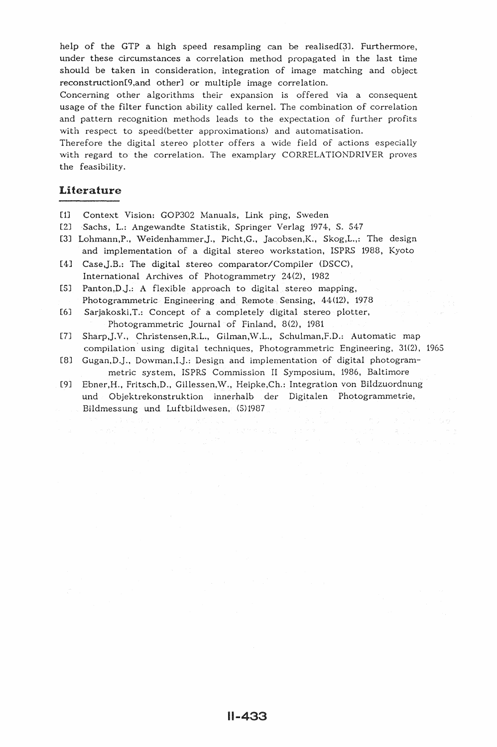help of the GTP a high speed resampling can be realised[3]. Furthermore, under these circumstances a correlation method propagated in the last time should be taken in consideration, integration of image matching and object reconstruction[9,and other] or multiple image correlation.

Concerning other algorithms their expansion is offered via a consequent usage of the filter function ability called kernel. The combination of correlation and pattern recognition methods leads to the expectation of further profits with respect to speed(better approximations) and automatisation.

Therefore the digital stereo plotter offers a wide field of actions especially with regard to the correlation. The examplary CORRELATIONDRIVER proves the feasibility.

## Literature

[1] Context Vision: GOP302 Manuals, Link ping, Sweden

[2] Sachs, L.: Angewandte Statistik, Springer Verlag 1974, S. 547

[3] Lohmann,P., WeidenhammerJ., Picht,G., Jacobsen,K., Skog,L.,: The design and implementation of a digital stereo workstation, ISPRS 1988, Kyoto

[4] Case,J.B.: The digital stereo comparator/Compiler (DSCC), International Archives of Photogrammetry 24(2), 1982

[5] Panton,D.J.: A flexible approach to digital stereo mapping, Photogrammetric Engineering and Remote Sensing, 44(12), 1978

[6] Sarjakoski,T.: Concept of a completely digital stereo plotter, Photogrammetric Journal of Finland, 8(2), 1981

[7] Sharp,J.V., Christensen,R.L., Gilman,W.L., Schulman,F.D.: Automatic map compilation using digital techniques, Photogrammetric Engineering, 31(2), 1965

[8] Gugan,D.J., Dowman,I.J.: Design and implementation of digital photogrammetric system, ISPRS Commission II Symposium, 1986, Baltimore

[9] Ebner,H., Fritsch,D., Gillessen,W., Heipke,Ch.: Integration von Bildzuordnung und Objektrekonstruktion innerhalb der Digitalen Photogrammetrie, Bildmessung und Luftbildwesen, (5)1987